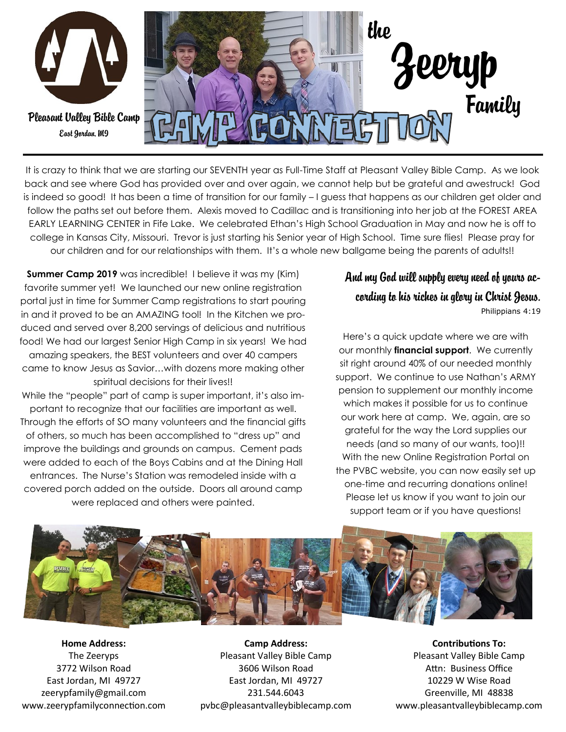Pleasant Valley Bible Camp
East Jordan, MI

# the Zeeryp Family

# CAMP CONNECTION

It is crazy to think that we are starting our SEVENTH year as Full-Time Staff at Pleasant Valley Bible Camp. As we look back and see where God has provided over and over again, we cannot help but be grateful and awestruck! God is indeed so good! It has been a time of transition for our family – I guess that happens as our children get older and follow the paths set out before them. Alexis moved to Cadillac and is transitioning into her job at the FOREST AREA EARLY LEARNING CENTER in Fife Lake. We celebrated Ethan's High School Graduation in May and now he is off to college in Kansas City, Missouri. Trevor is just starting his Senior year of High School. Time sure flies! Please pray for our children and for our relationships with them. It's a whole new ballgame being the parents of adults!!

**Summer Camp 2019** was incredible! I believe it was my (Kim) favorite summer yet! We launched our new online registration portal just in time for Summer Camp registrations to start pouring in and it proved to be an AMAZING tool! In the Kitchen we produced and served over 8,200 servings of delicious and nutritious food! We had our largest Senior High Camp in six years! We had amazing speakers, the BEST volunteers and over 40 campers came to know Jesus as Savior…with dozens more making other spiritual decisions for their lives!!

While the "people" part of camp is super important, it's also important to recognize that our facilities are important as well. Through the efforts of SO many volunteers and the financial gifts of others, so much has been accomplished to "dress up" and improve the buildings and grounds on campus. Cement pads were added to each of the Boys Cabins and at the Dining Hall entrances. The Nurse's Station was remodeled inside with a covered porch added on the outside. Doors all around camp were replaced and others were painted.

*And my God will supply every need of yours according to his riches in glory in Christ Jesus.*
Philippians 4:19

Here's a quick update where we are with our monthly **financial support**. We currently sit right around 40% of our needed monthly support. We continue to use Nathan's ARMY pension to supplement our monthly income which makes it possible for us to continue our work here at camp. We, again, are so grateful for the way the Lord supplies our needs (and so many of our wants, too)!! With the new Online Registration Portal on the PVBC website, you can now easily set up one-time and recurring donations online! Please let us know if you want to join our support team or if you have questions!

**Home Address:**
The Zeeryps
3772 Wilson Road
East Jordan, MI 49727
zeerypfamily@gmail.com
www.zeerypfamilyconnection.com

**Camp Address:**
Pleasant Valley Bible Camp
3606 Wilson Road
East Jordan, MI 49727
231.544.6043
pvbc@pleasantvalleybiblecamp.com

**Contributions To:**
Pleasant Valley Bible Camp
Attn: Business Office
10229 W Wise Road
Greenville, MI 48838
www.pleasantvalleybiblecamp.com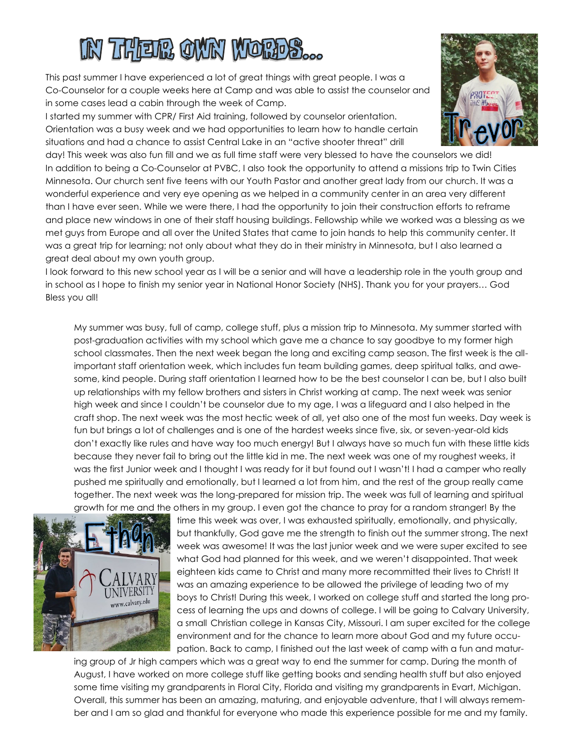# IN THEIR OWN WORDS...

## Trevor

This past summer I have experienced a lot of great things with great people. I was a Co-Counselor for a couple weeks here at Camp and was able to assist the counselor and in some cases lead a cabin through the week of Camp.

I started my summer with CPR/ First Aid training, followed by counselor orientation. Orientation was a busy week and we had opportunities to learn how to handle certain situations and had a chance to assist Central Lake in an "active shooter threat" drill day! This week was also fun fill and we as full time staff were very blessed to have the counselors we did!

In addition to being a Co-Counselor at PVBC, I also took the opportunity to attend a missions trip to Twin Cities Minnesota. Our church sent five teens with our Youth Pastor and another great lady from our church. It was a wonderful experience and very eye opening as we helped in a community center in an area very different than I have ever seen. While we were there, I had the opportunity to join their construction efforts to reframe and place new windows in one of their staff housing buildings. Fellowship while we worked was a blessing as we met guys from Europe and all over the United States that came to join hands to help this community center. It was a great trip for learning; not only about what they do in their ministry in Minnesota, but I also learned a great deal about my own youth group.

I look forward to this new school year as I will be a senior and will have a leadership role in the youth group and in school as I hope to finish my senior year in National Honor Society (NHS). Thank you for your prayers… God Bless you all!

## Ethan

My summer was busy, full of camp, college stuff, plus a mission trip to Minnesota. My summer started with post-graduation activities with my school which gave me a chance to say goodbye to my former high school classmates. Then the next week began the long and exciting camp season. The first week is the all-important staff orientation week, which includes fun team building games, deep spiritual talks, and awesome, kind people. During staff orientation I learned how to be the best counselor I can be, but I also built up relationships with my fellow brothers and sisters in Christ working at camp. The next week was senior high week and since I couldn't be counselor due to my age, I was a lifeguard and I also helped in the craft shop. The next week was the most hectic week of all, yet also one of the most fun weeks. Day week is fun but brings a lot of challenges and is one of the hardest weeks since five, six, or seven-year-old kids don't exactly like rules and have way too much energy! But I always have so much fun with these little kids because they never fail to bring out the little kid in me. The next week was one of my roughest weeks, it was the first Junior week and I thought I was ready for it but found out I wasn't! I had a camper who really pushed me spiritually and emotionally, but I learned a lot from him, and the rest of the group really came together. The next week was the long-prepared for mission trip. The week was full of learning and spiritual growth for me and the others in my group. I even got the chance to pray for a random stranger! By the time this week was over, I was exhausted spiritually, emotionally, and physically, but thankfully, God gave me the strength to finish out the summer strong. The next week was awesome! It was the last junior week and we were super excited to see what God had planned for this week, and we weren't disappointed. That week eighteen kids came to Christ and many more recommitted their lives to Christ! It was an amazing experience to be allowed the privilege of leading two of my boys to Christ! During this week, I worked on college stuff and started the long process of learning the ups and downs of college. I will be going to Calvary University, a small Christian college in Kansas City, Missouri. I am super excited for the college environment and for the chance to learn more about God and my future occupation. Back to camp, I finished out the last week of camp with a fun and maturing group of Jr high campers which was a great way to end the summer for camp. During the month of August, I have worked on more college stuff like getting books and sending health stuff but also enjoyed some time visiting my grandparents in Floral City, Florida and visiting my grandparents in Evart, Michigan. Overall, this summer has been an amazing, maturing, and enjoyable adventure, that I will always remember and I am so glad and thankful for everyone who made this experience possible for me and my family.